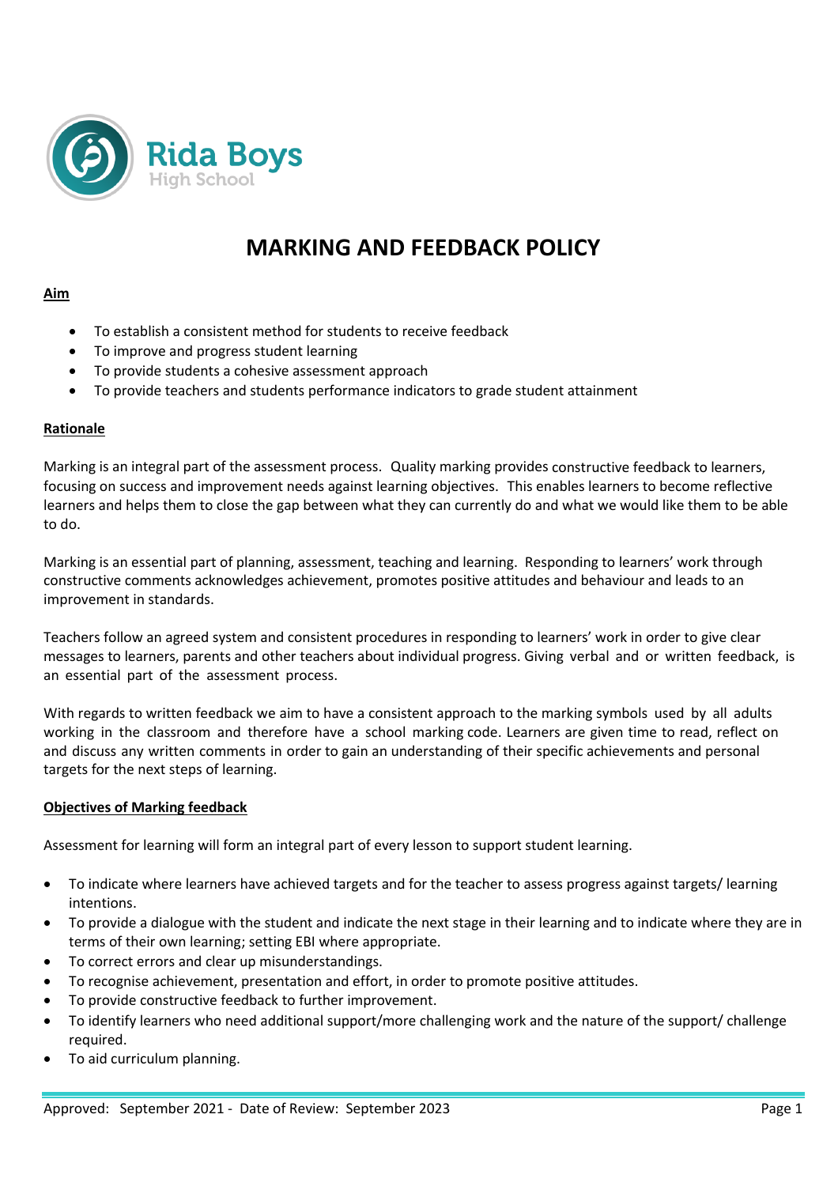Rida Boys
High School

# MARKING AND FEEDBACK POLICY

**Aim**

- To establish a consistent method for students to receive feedback
- To improve and progress student learning
- To provide students a cohesive assessment approach
- To provide teachers and students performance indicators to grade student attainment

**Rationale**

Marking is an integral part of the assessment process. Quality marking provides constructive feedback to learners, focusing on success and improvement needs against learning objectives. This enables learners to become reflective learners and helps them to close the gap between what they can currently do and what we would like them to be able to do.

Marking is an essential part of planning, assessment, teaching and learning. Responding to learners' work through constructive comments acknowledges achievement, promotes positive attitudes and behaviour and leads to an improvement in standards.

Teachers follow an agreed system and consistent procedures in responding to learners' work in order to give clear messages to learners, parents and other teachers about individual progress. Giving verbal and or written feedback, is an essential part of the assessment process.

With regards to written feedback we aim to have a consistent approach to the marking symbols used by all adults working in the classroom and therefore have a school marking code. Learners are given time to read, reflect on and discuss any written comments in order to gain an understanding of their specific achievements and personal targets for the next steps of learning.

**Objectives of Marking feedback**

Assessment for learning will form an integral part of every lesson to support student learning.

- To indicate where learners have achieved targets and for the teacher to assess progress against targets/ learning intentions.
- To provide a dialogue with the student and indicate the next stage in their learning and to indicate where they are in terms of their own learning; setting EBI where appropriate.
- To correct errors and clear up misunderstandings.
- To recognise achievement, presentation and effort, in order to promote positive attitudes.
- To provide constructive feedback to further improvement.
- To identify learners who need additional support/more challenging work and the nature of the support/ challenge required.
- To aid curriculum planning.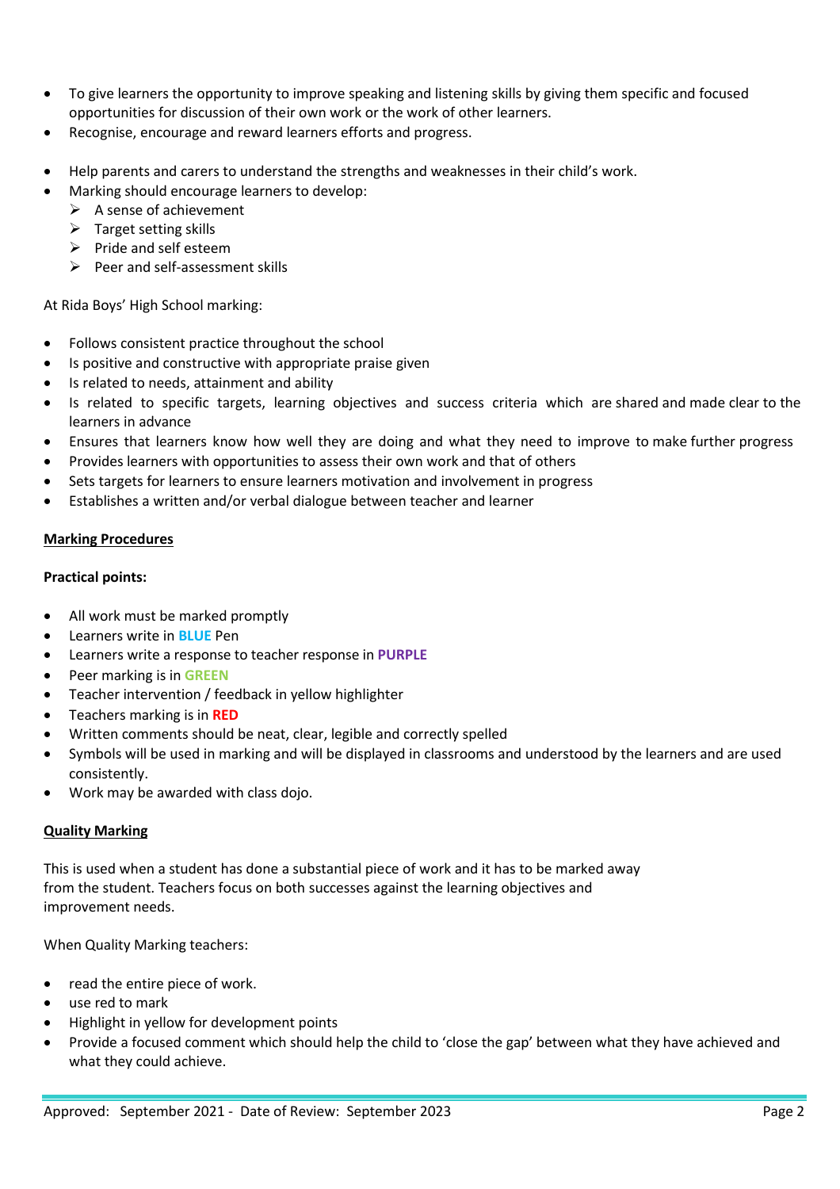- To give learners the opportunity to improve speaking and listening skills by giving them specific and focused opportunities for discussion of their own work or the work of other learners.
- Recognise, encourage and reward learners efforts and progress.

- Help parents and carers to understand the strengths and weaknesses in their child's work.
- Marking should encourage learners to develop:
  - A sense of achievement
  - Target setting skills
  - Pride and self esteem
  - Peer and self-assessment skills

At Rida Boys' High School marking:

- Follows consistent practice throughout the school
- Is positive and constructive with appropriate praise given
- Is related to needs, attainment and ability
- Is related to specific targets, learning objectives and success criteria which are shared and made clear to the learners in advance
- Ensures that learners know how well they are doing and what they need to improve to make further progress
- Provides learners with opportunities to assess their own work and that of others
- Sets targets for learners to ensure learners motivation and involvement in progress
- Establishes a written and/or verbal dialogue between teacher and learner

**Marking Procedures**

**Practical points:**

- All work must be marked promptly
- Learners write in **BLUE** Pen
- Learners write a response to teacher response in **PURPLE**
- Peer marking is in **GREEN**
- Teacher intervention / feedback in yellow highlighter
- Teachers marking is in **RED**
- Written comments should be neat, clear, legible and correctly spelled
- Symbols will be used in marking and will be displayed in classrooms and understood by the learners and are used consistently.
- Work may be awarded with class dojo.

**Quality Marking**

This is used when a student has done a substantial piece of work and it has to be marked away from the student. Teachers focus on both successes against the learning objectives and improvement needs.

When Quality Marking teachers:

- read the entire piece of work.
- use red to mark
- Highlight in yellow for development points
- Provide a focused comment which should help the child to 'close the gap' between what they have achieved and what they could achieve.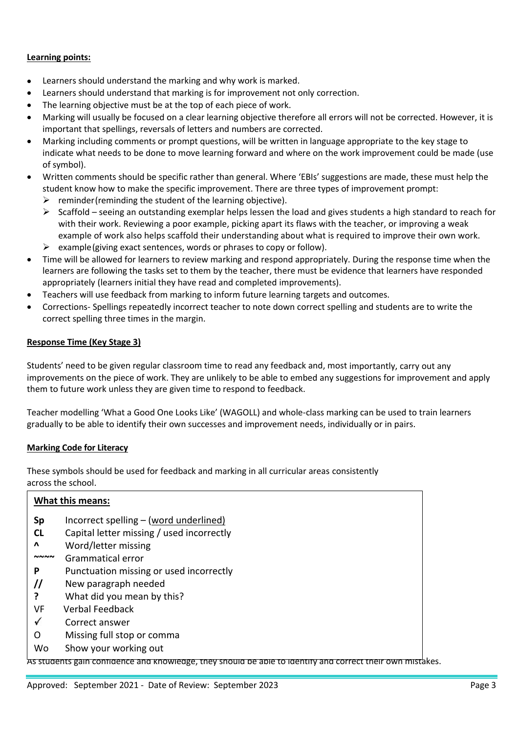**Learning points:**

- Learners should understand the marking and why work is marked.
- Learners should understand that marking is for improvement not only correction.
- The learning objective must be at the top of each piece of work.
- Marking will usually be focused on a clear learning objective therefore all errors will not be corrected. However, it is important that spellings, reversals of letters and numbers are corrected.
- Marking including comments or prompt questions, will be written in language appropriate to the key stage to indicate what needs to be done to move learning forward and where on the work improvement could be made (use of symbol).
- Written comments should be specific rather than general. Where 'EBIs' suggestions are made, these must help the student know how to make the specific improvement. There are three types of improvement prompt:
    - reminder(reminding the student of the learning objective).
    - Scaffold – seeing an outstanding exemplar helps lessen the load and gives students a high standard to reach for with their work. Reviewing a poor example, picking apart its flaws with the teacher, or improving a weak example of work also helps scaffold their understanding about what is required to improve their own work.
    - example(giving exact sentences, words or phrases to copy or follow).
- Time will be allowed for learners to review marking and respond appropriately. During the response time when the learners are following the tasks set to them by the teacher, there must be evidence that learners have responded appropriately (learners initial they have read and completed improvements).
- Teachers will use feedback from marking to inform future learning targets and outcomes.
- Corrections- Spellings repeatedly incorrect teacher to note down correct spelling and students are to write the correct spelling three times in the margin.

**Response Time (Key Stage 3)**

Students' need to be given regular classroom time to read any feedback and, most importantly, carry out any improvements on the piece of work. They are unlikely to be able to embed any suggestions for improvement and apply them to future work unless they are given time to respond to feedback.

Teacher modelling 'What a Good One Looks Like' (WAGOLL) and whole-class marking can be used to train learners gradually to be able to identify their own successes and improvement needs, individually or in pairs.

**Marking Code for Literacy**

These symbols should be used for feedback and marking in all curricular areas consistently across the school.

**What this means:**

| Symbol | Meaning |
|---|---|
| **Sp** | Incorrect spelling – (word underlined) |
| **CL** | Capital letter missing / used incorrectly |
| **^** | Word/letter missing |
| **~~~~** | Grammatical error |
| **P** | Punctuation missing or used incorrectly |
| **//** | New paragraph needed |
| **?** | What did you mean by this? |
| VF | Verbal Feedback |
| ✓ | Correct answer |
| O | Missing full stop or comma |
| Wo | Show your working out |

As students gain confidence and knowledge, they should be able to identify and correct their own mistakes.

Approved: September 2021 - Date of Review: September 2023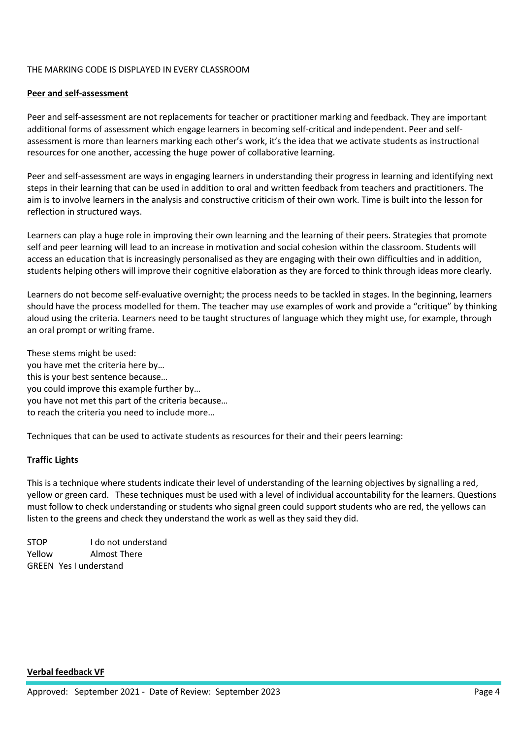THE MARKING CODE IS DISPLAYED IN EVERY CLASSROOM

**Peer and self-assessment**

Peer and self-assessment are not replacements for teacher or practitioner marking and feedback. They are important additional forms of assessment which engage learners in becoming self-critical and independent. Peer and self-assessment is more than learners marking each other's work, it's the idea that we activate students as instructional resources for one another, accessing the huge power of collaborative learning.

Peer and self-assessment are ways in engaging learners in understanding their progress in learning and identifying next steps in their learning that can be used in addition to oral and written feedback from teachers and practitioners. The aim is to involve learners in the analysis and constructive criticism of their own work. Time is built into the lesson for reflection in structured ways.

Learners can play a huge role in improving their own learning and the learning of their peers. Strategies that promote self and peer learning will lead to an increase in motivation and social cohesion within the classroom. Students will access an education that is increasingly personalised as they are engaging with their own difficulties and in addition, students helping others will improve their cognitive elaboration as they are forced to think through ideas more clearly.

Learners do not become self-evaluative overnight; the process needs to be tackled in stages. In the beginning, learners should have the process modelled for them. The teacher may use examples of work and provide a "critique" by thinking aloud using the criteria. Learners need to be taught structures of language which they might use, for example, through an oral prompt or writing frame.

These stems might be used:
you have met the criteria here by…
this is your best sentence because…
you could improve this example further by…
you have not met this part of the criteria because…
to reach the criteria you need to include more…

Techniques that can be used to activate students as resources for their and their peers learning:

**Traffic Lights**

This is a technique where students indicate their level of understanding of the learning objectives by signalling a red, yellow or green card. These techniques must be used with a level of individual accountability for the learners. Questions must follow to check understanding or students who signal green could support students who are red, the yellows can listen to the greens and check they understand the work as well as they said they did.

STOP I do not understand
Yellow Almost There
GREEN Yes I understand

**Verbal feedback VF**

Approved: September 2021 - Date of Review: September 2023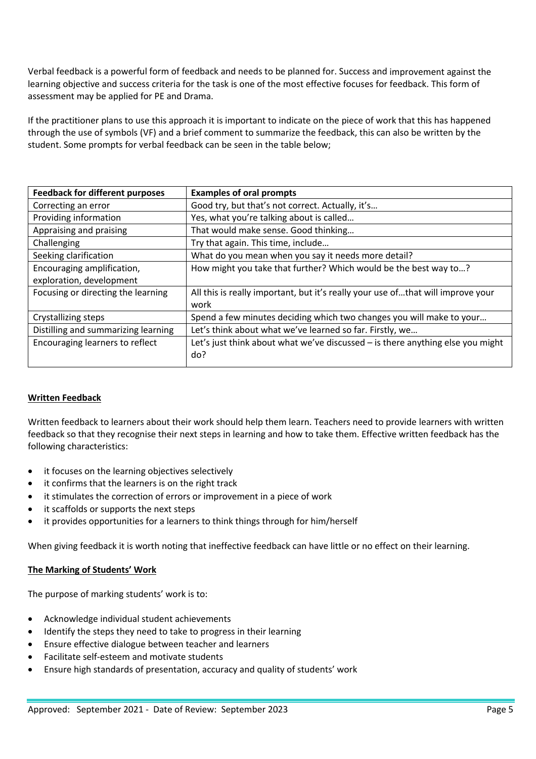Verbal feedback is a powerful form of feedback and needs to be planned for. Success and improvement against the learning objective and success criteria for the task is one of the most effective focuses for feedback. This form of assessment may be applied for PE and Drama.

If the practitioner plans to use this approach it is important to indicate on the piece of work that this has happened through the use of symbols (VF) and a brief comment to summarize the feedback, this can also be written by the student. Some prompts for verbal feedback can be seen in the table below;

| Feedback for different purposes | Examples of oral prompts |
|---|---|
| Correcting an error | Good try, but that's not correct. Actually, it's… |
| Providing information | Yes, what you're talking about is called… |
| Appraising and praising | That would make sense. Good thinking… |
| Challenging | Try that again. This time, include… |
| Seeking clarification | What do you mean when you say it needs more detail? |
| Encouraging amplification, exploration, development | How might you take that further? Which would be the best way to…? |
| Focusing or directing the learning | All this is really important, but it's really your use of…that will improve your work |
| Crystallizing steps | Spend a few minutes deciding which two changes you will make to your… |
| Distilling and summarizing learning | Let's think about what we've learned so far. Firstly, we… |
| Encouraging learners to reflect | Let's just think about what we've discussed – is there anything else you might do? |

## Written Feedback

Written feedback to learners about their work should help them learn. Teachers need to provide learners with written feedback so that they recognise their next steps in learning and how to take them. Effective written feedback has the following characteristics:

- it focuses on the learning objectives selectively
- it confirms that the learners is on the right track
- it stimulates the correction of errors or improvement in a piece of work
- it scaffolds or supports the next steps
- it provides opportunities for a learners to think things through for him/herself

When giving feedback it is worth noting that ineffective feedback can have little or no effect on their learning.

## The Marking of Students' Work

The purpose of marking students' work is to:

- Acknowledge individual student achievements
- Identify the steps they need to take to progress in their learning
- Ensure effective dialogue between teacher and learners
- Facilitate self-esteem and motivate students
- Ensure high standards of presentation, accuracy and quality of students' work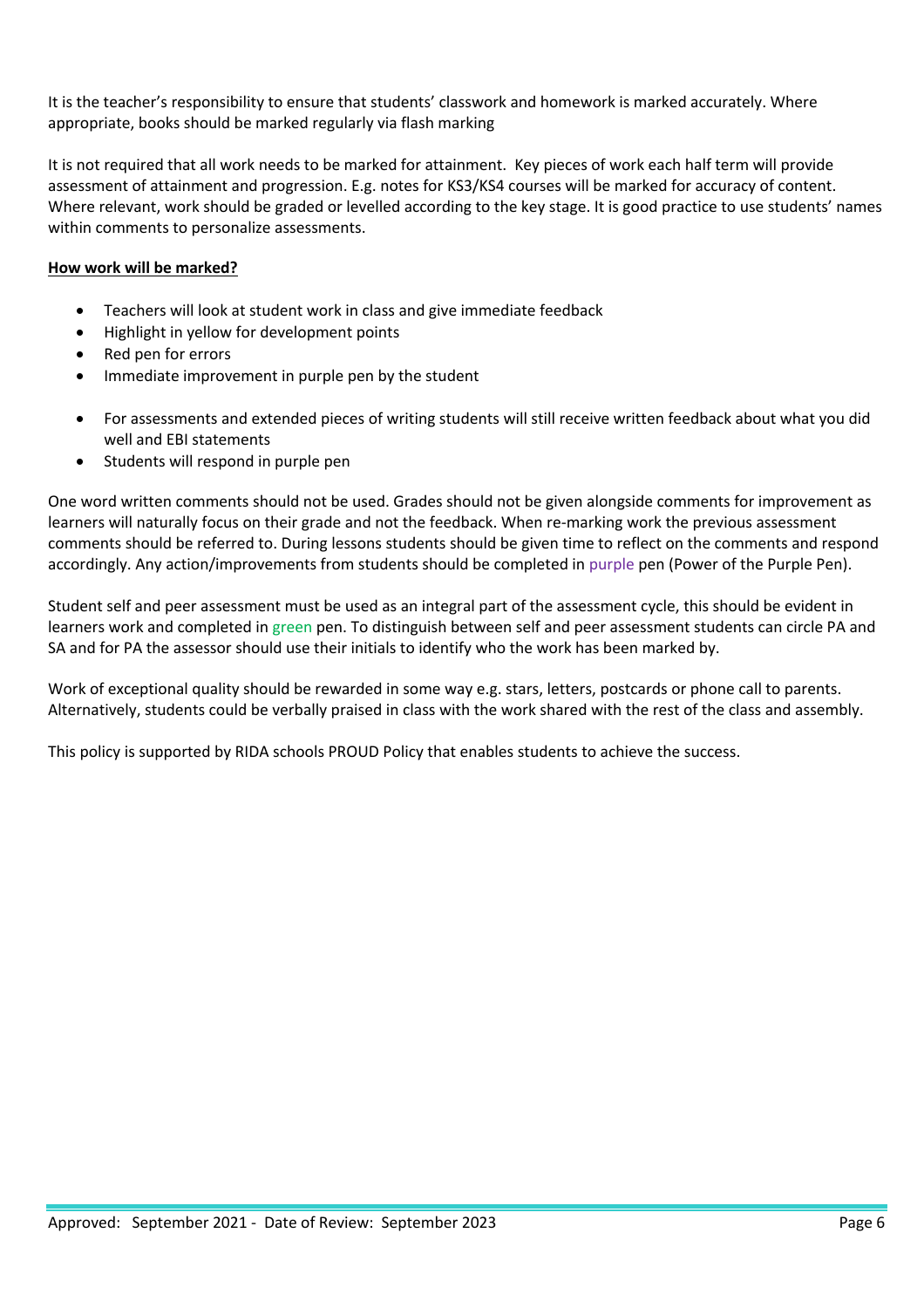It is the teacher's responsibility to ensure that students' classwork and homework is marked accurately. Where appropriate, books should be marked regularly via flash marking

It is not required that all work needs to be marked for attainment. Key pieces of work each half term will provide assessment of attainment and progression. E.g. notes for KS3/KS4 courses will be marked for accuracy of content. Where relevant, work should be graded or levelled according to the key stage. It is good practice to use students' names within comments to personalize assessments.

**<u>How work will be marked?</u>**

- Teachers will look at student work in class and give immediate feedback
- Highlight in yellow for development points
- Red pen for errors
- Immediate improvement in purple pen by the student

- For assessments and extended pieces of writing students will still receive written feedback about what you did well and EBI statements
- Students will respond in purple pen

One word written comments should not be used. Grades should not be given alongside comments for improvement as learners will naturally focus on their grade and not the feedback. When re-marking work the previous assessment comments should be referred to. During lessons students should be given time to reflect on the comments and respond accordingly. Any action/improvements from students should be completed in purple pen (Power of the Purple Pen).

Student self and peer assessment must be used as an integral part of the assessment cycle, this should be evident in learners work and completed in green pen. To distinguish between self and peer assessment students can circle PA and SA and for PA the assessor should use their initials to identify who the work has been marked by.

Work of exceptional quality should be rewarded in some way e.g. stars, letters, postcards or phone call to parents. Alternatively, students could be verbally praised in class with the work shared with the rest of the class and assembly.

This policy is supported by RIDA schools PROUD Policy that enables students to achieve the success.